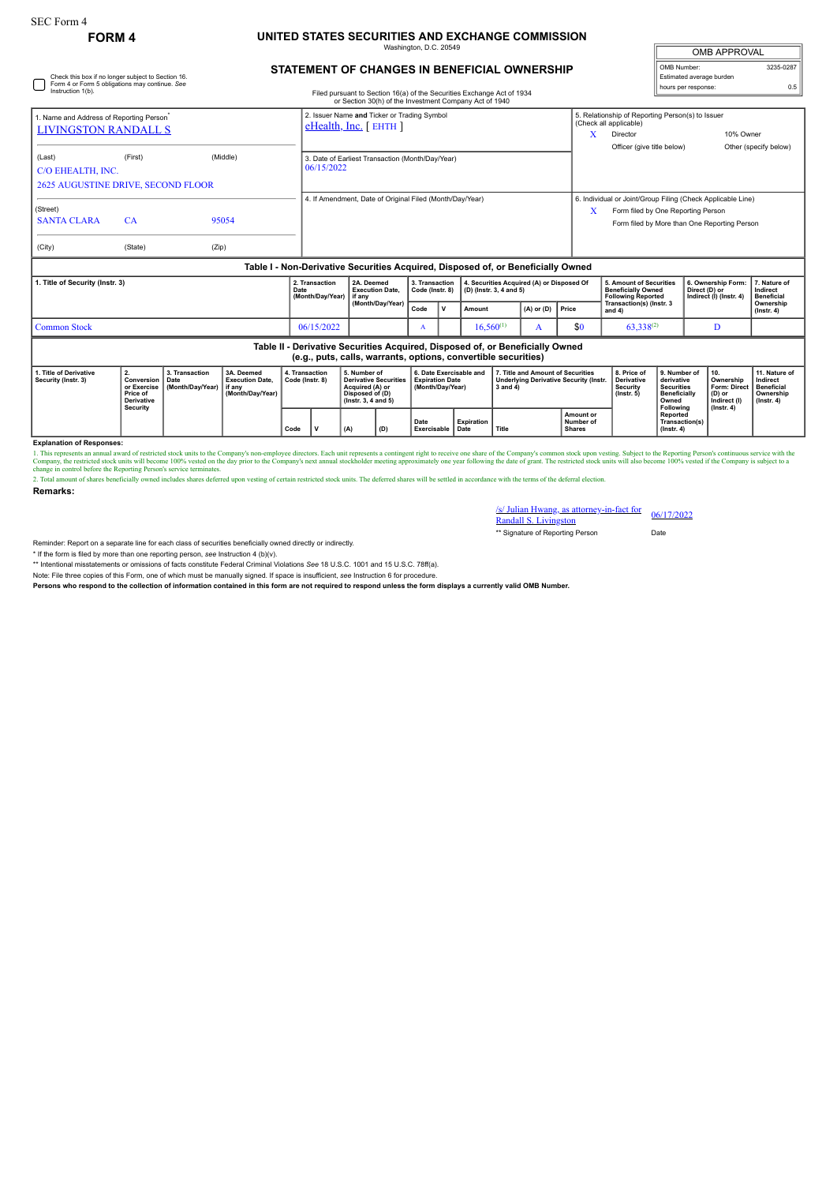SEC Form 4

**FORM 4**

# UNITED STATES SECURITIES AND EXCHANGE COMMISSION

Washington, D.C. 20549

## STATEMENT OF CHANGES IN BENEFICIAL OWNERSHIP

Filed pursuant to Section 16(a) of the Securities Exchange Act of 1934 or Section 30(h) of the Investment Company Act of 1940

| OMB APPROVAL | |
|---|---|
| OMB Number: | 3235-0287 |
| Estimated average burden | |
| hours per response: | 0.5 |

☐ Check this box if no longer subject to Section 16. Form 4 or Form 5 obligations may continue. *See* Instruction 1(b).

| 1. Name and Address of Reporting Person* | 2. Issuer Name and Ticker or Trading Symbol | 5. Relationship of Reporting Person(s) to Issuer (Check all applicable) |
|---|---|---|
| LIVINGSTON RANDALL S | eHealth, Inc. [ EHTH ] | X Director; 10% Owner; Officer (give title below); Other (specify below) |
| (Last) (First) (Middle) C/O EHEALTH, INC. 2625 AUGUSTINE DRIVE, SECOND FLOOR | 3. Date of Earliest Transaction (Month/Day/Year) 06/15/2022 | |
| (Street) SANTA CLARA CA 95054 (City) (State) (Zip) | 4. If Amendment, Date of Original Filed (Month/Day/Year) | 6. Individual or Joint/Group Filing (Check Applicable Line) X Form filed by One Reporting Person; Form filed by More than One Reporting Person |

### Table I - Non-Derivative Securities Acquired, Disposed of, or Beneficially Owned

| 1. Title of Security (Instr. 3) | 2. Transaction Date (Month/Day/Year) | 2A. Deemed Execution Date, if any (Month/Day/Year) | 3. Transaction Code (Instr. 8) | | 4. Securities Acquired (A) or Disposed Of (D) (Instr. 3, 4 and 5) | | | 5. Amount of Securities Beneficially Owned Following Reported Transaction(s) (Instr. 3 and 4) | 6. Ownership Form: Direct (D) or Indirect (I) (Instr. 4) | 7. Nature of Indirect Beneficial Ownership (Instr. 4) |
|---|---|---|---|---|---|---|---|---|---|---|
| | | | Code | V | Amount | (A) or (D) | Price | | | |
| Common Stock | 06/15/2022 | | A | | 16,560[1] | A | $0 | 63,338[2] | D | |

### Table II - Derivative Securities Acquired, Disposed of, or Beneficially Owned (e.g., puts, calls, warrants, options, convertible securities)

| 1. Title of Derivative Security (Instr. 3) | 2. Conversion or Exercise Price of Derivative Security | 3. Transaction Date (Month/Day/Year) | 3A. Deemed Execution Date, if any (Month/Day/Year) | 4. Transaction Code (Instr. 8) | | 5. Number of Derivative Securities Acquired (A) or Disposed of (D) (Instr. 3, 4 and 5) | | 6. Date Exercisable and Expiration Date (Month/Day/Year) | | 7. Title and Amount of Securities Underlying Derivative Security (Instr. 3 and 4) | | 8. Price of Derivative Security (Instr. 5) | 9. Number of derivative Securities Beneficially Owned Following Reported Transaction(s) (Instr. 4) | 10. Ownership Form: Direct (D) or Indirect (I) (Instr. 4) | 11. Nature of Indirect Beneficial Ownership (Instr. 4) |
|---|---|---|---|---|---|---|---|---|---|---|---|---|---|---|---|
| | | | | Code | V | (A) | (D) | Date Exercisable | Expiration Date | Title | Amount or Number of Shares | | | | |

**Explanation of Responses:**

1. This represents an annual award of restricted stock units to the Company's non-employee directors. Each unit represents a contingent right to receive one share of the Company's common stock upon vesting. Subject to the Reporting Person's continuous service with the Company, the restricted stock units will become 100% vested on the day prior to the Company's next annual stockholder meeting approximately one year following the date of grant. The restricted stock units will also become 100% vested if the Company is subject to a change in control before the Reporting Person's service terminates.

2. Total amount of shares beneficially owned includes shares deferred upon vesting of certain restricted stock units. The deferred shares will be settled in accordance with the terms of the deferral election.

**Remarks:**

/s/ Julian Hwang, as attorney-in-fact for Randall S. Livingston — 06/17/2022

** Signature of Reporting Person — Date

Reminder: Report on a separate line for each class of securities beneficially owned directly or indirectly.

\* If the form is filed by more than one reporting person, *see* Instruction 4 (b)(v).

\*\* Intentional misstatements or omissions of facts constitute Federal Criminal Violations *See* 18 U.S.C. 1001 and 15 U.S.C. 78ff(a).

Note: File three copies of this Form, one of which must be manually signed. If space is insufficient, *see* Instruction 6 for procedure.

**Persons who respond to the collection of information contained in this form are not required to respond unless the form displays a currently valid OMB Number.**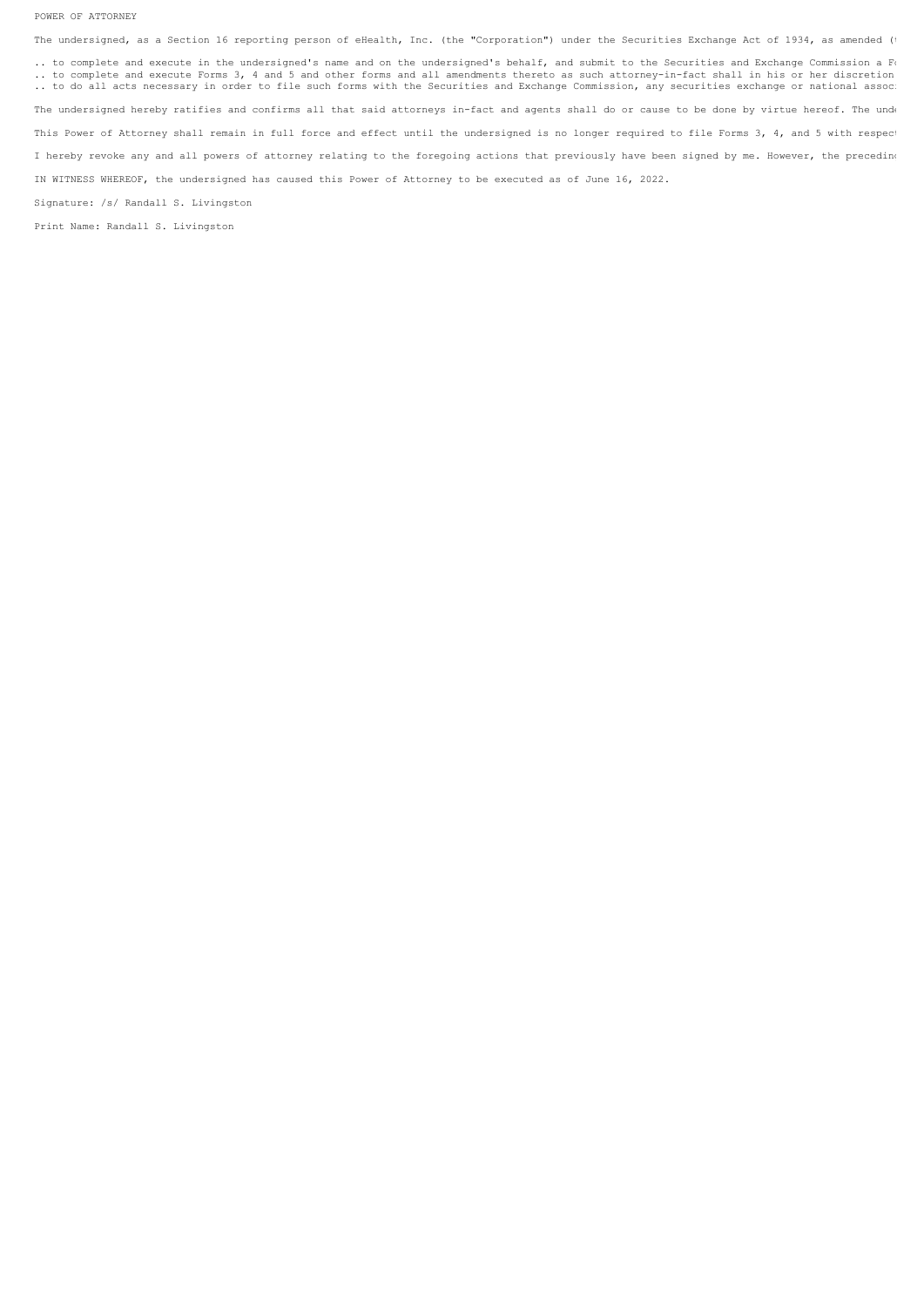POWER OF ATTORNEY

The undersigned, as a Section 16 reporting person of eHealth, Inc. (the "Corporation") under the Securities Exchange Act of 1934, as amended (t

.. to complete and execute in the undersigned's name and on the undersigned's behalf, and submit to the Securities and Exchange Commission a Fo
.. to complete and execute Forms 3, 4 and 5 and other forms and all amendments thereto as such attorney-in-fact shall in his or her discretion
.. to do all acts necessary in order to file such forms with the Securities and Exchange Commission, any securities exchange or national assoc

The undersigned hereby ratifies and confirms all that said attorneys in-fact and agents shall do or cause to be done by virtue hereof. The unde

This Power of Attorney shall remain in full force and effect until the undersigned is no longer required to file Forms 3, 4, and 5 with respect

I hereby revoke any and all powers of attorney relating to the foregoing actions that previously have been signed by me. However, the preceding

IN WITNESS WHEREOF, the undersigned has caused this Power of Attorney to be executed as of June 16, 2022.

Signature: /s/ Randall S. Livingston

Print Name: Randall S. Livingston